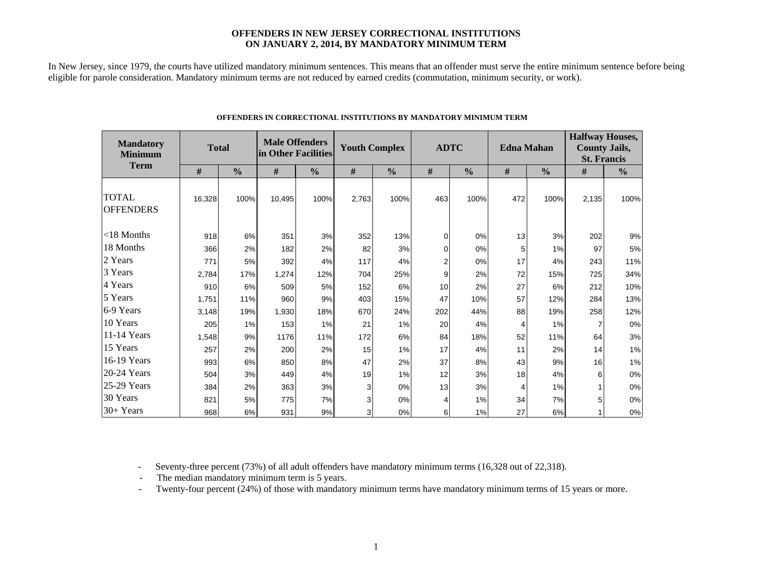# OFFENDERS IN NEW JERSEY CORRECTIONAL INSTITUTIONS ON JANUARY 2, 2014, BY MANDATORY MINIMUM TERM

In New Jersey, since 1979, the courts have utilized mandatory minimum sentences. This means that an offender must serve the entire minimum sentence before being eligible for parole consideration. Mandatory minimum terms are not reduced by earned credits (commutation, minimum security, or work).

**OFFENDERS IN CORRECTIONAL INSTITUTIONS BY MANDATORY MINIMUM TERM**

| Mandatory Minimum Term | Total | | Male Offenders in Other Facilities | | Youth Complex | | ADTC | | Edna Mahan | | Halfway Houses, County Jails, St. Francis | |
|---|---|---|---|---|---|---|---|---|---|---|---|---|
| | # | % | # | % | # | % | # | % | # | % | # | % |
| TOTAL OFFENDERS | 16,328 | 100% | 10,495 | 100% | 2,763 | 100% | 463 | 100% | 472 | 100% | 2,135 | 100% |
| <18 Months | 918 | 6% | 351 | 3% | 352 | 13% | 0 | 0% | 13 | 3% | 202 | 9% |
| 18 Months | 366 | 2% | 182 | 2% | 82 | 3% | 0 | 0% | 5 | 1% | 97 | 5% |
| 2 Years | 771 | 5% | 392 | 4% | 117 | 4% | 2 | 0% | 17 | 4% | 243 | 11% |
| 3 Years | 2,784 | 17% | 1,274 | 12% | 704 | 25% | 9 | 2% | 72 | 15% | 725 | 34% |
| 4 Years | 910 | 6% | 509 | 5% | 152 | 6% | 10 | 2% | 27 | 6% | 212 | 10% |
| 5 Years | 1,751 | 11% | 960 | 9% | 403 | 15% | 47 | 10% | 57 | 12% | 284 | 13% |
| 6-9 Years | 3,148 | 19% | 1,930 | 18% | 670 | 24% | 202 | 44% | 88 | 19% | 258 | 12% |
| 10 Years | 205 | 1% | 153 | 1% | 21 | 1% | 20 | 4% | 4 | 1% | 7 | 0% |
| 11-14 Years | 1,548 | 9% | 1176 | 11% | 172 | 6% | 84 | 18% | 52 | 11% | 64 | 3% |
| 15 Years | 257 | 2% | 200 | 2% | 15 | 1% | 17 | 4% | 11 | 2% | 14 | 1% |
| 16-19 Years | 993 | 6% | 850 | 8% | 47 | 2% | 37 | 8% | 43 | 9% | 16 | 1% |
| 20-24 Years | 504 | 3% | 449 | 4% | 19 | 1% | 12 | 3% | 18 | 4% | 6 | 0% |
| 25-29 Years | 384 | 2% | 363 | 3% | 3 | 0% | 13 | 3% | 4 | 1% | 1 | 0% |
| 30 Years | 821 | 5% | 775 | 7% | 3 | 0% | 4 | 1% | 34 | 7% | 5 | 0% |
| 30+ Years | 968 | 6% | 931 | 9% | 3 | 0% | 6 | 1% | 27 | 6% | 1 | 0% |

- Seventy-three percent (73%) of all adult offenders have mandatory minimum terms (16,328 out of 22,318).
- The median mandatory minimum term is 5 years.
- Twenty-four percent (24%) of those with mandatory minimum terms have mandatory minimum terms of 15 years or more.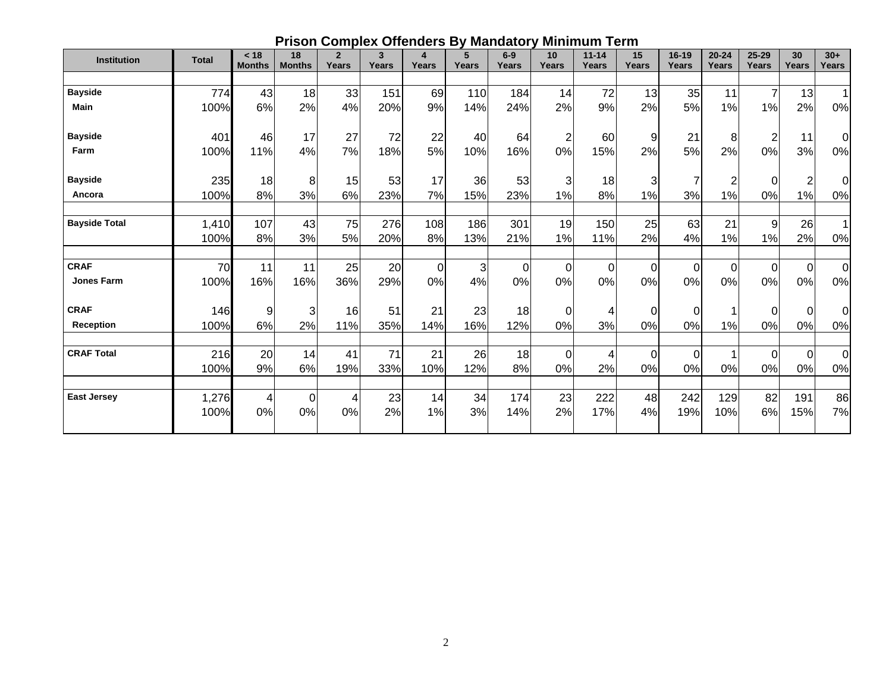## Prison Complex Offenders By Mandatory Minimum Term

| Institution | Total | < 18 Months | 18 Months | 2 Years | 3 Years | 4 Years | 5 Years | 6-9 Years | 10 Years | 11-14 Years | 15 Years | 16-19 Years | 20-24 Years | 25-29 Years | 30 Years | 30+ Years |
|---|---|---|---|---|---|---|---|---|---|---|---|---|---|---|---|---|
| **Bayside** | 774 | 43 | 18 | 33 | 151 | 69 | 110 | 184 | 14 | 72 | 13 | 35 | 11 | 7 | 13 | 1 |
| **Main** | 100% | 6% | 2% | 4% | 20% | 9% | 14% | 24% | 2% | 9% | 2% | 5% | 1% | 1% | 2% | 0% |
| **Bayside** | 401 | 46 | 17 | 27 | 72 | 22 | 40 | 64 | 2 | 60 | 9 | 21 | 8 | 2 | 11 | 0 |
| **Farm** | 100% | 11% | 4% | 7% | 18% | 5% | 10% | 16% | 0% | 15% | 2% | 5% | 2% | 0% | 3% | 0% |
| **Bayside** | 235 | 18 | 8 | 15 | 53 | 17 | 36 | 53 | 3 | 18 | 3 | 7 | 2 | 0 | 2 | 0 |
| **Ancora** | 100% | 8% | 3% | 6% | 23% | 7% | 15% | 23% | 1% | 8% | 1% | 3% | 1% | 0% | 1% | 0% |
| **Bayside Total** | 1,410 | 107 | 43 | 75 | 276 | 108 | 186 | 301 | 19 | 150 | 25 | 63 | 21 | 9 | 26 | 1 |
| | 100% | 8% | 3% | 5% | 20% | 8% | 13% | 21% | 1% | 11% | 2% | 4% | 1% | 1% | 2% | 0% |
| **CRAF** | 70 | 11 | 11 | 25 | 20 | 0 | 3 | 0 | 0 | 0 | 0 | 0 | 0 | 0 | 0 | 0 |
| **Jones Farm** | 100% | 16% | 16% | 36% | 29% | 0% | 4% | 0% | 0% | 0% | 0% | 0% | 0% | 0% | 0% | 0% |
| **CRAF** | 146 | 9 | 3 | 16 | 51 | 21 | 23 | 18 | 0 | 4 | 0 | 0 | 1 | 0 | 0 | 0 |
| **Reception** | 100% | 6% | 2% | 11% | 35% | 14% | 16% | 12% | 0% | 3% | 0% | 0% | 1% | 0% | 0% | 0% |
| **CRAF Total** | 216 | 20 | 14 | 41 | 71 | 21 | 26 | 18 | 0 | 4 | 0 | 0 | 1 | 0 | 0 | 0 |
| | 100% | 9% | 6% | 19% | 33% | 10% | 12% | 8% | 0% | 2% | 0% | 0% | 0% | 0% | 0% | 0% |
| **East Jersey** | 1,276 | 4 | 0 | 4 | 23 | 14 | 34 | 174 | 23 | 222 | 48 | 242 | 129 | 82 | 191 | 86 |
| | 100% | 0% | 0% | 0% | 2% | 1% | 3% | 14% | 2% | 17% | 4% | 19% | 10% | 6% | 15% | 7% |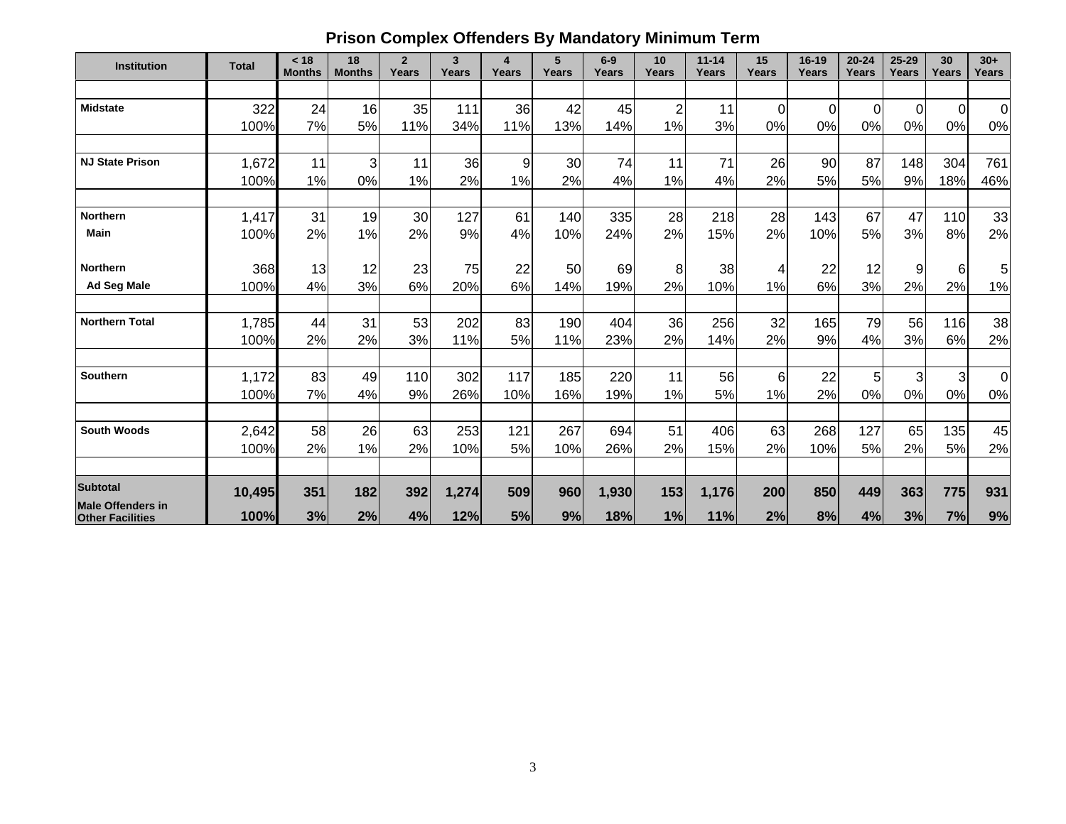## Prison Complex Offenders By Mandatory Minimum Term

| Institution | Total | < 18 Months | 18 Months | 2 Years | 3 Years | 4 Years | 5 Years | 6-9 Years | 10 Years | 11-14 Years | 15 Years | 16-19 Years | 20-24 Years | 25-29 Years | 30 Years | 30+ Years |
|---|---|---|---|---|---|---|---|---|---|---|---|---|---|---|---|---|
| **Midstate** | 322 | 24 | 16 | 35 | 111 | 36 | 42 | 45 | 2 | 11 | 0 | 0 | 0 | 0 | 0 | 0 |
| | 100% | 7% | 5% | 11% | 34% | 11% | 13% | 14% | 1% | 3% | 0% | 0% | 0% | 0% | 0% | 0% |
| **NJ State Prison** | 1,672 | 11 | 3 | 11 | 36 | 9 | 30 | 74 | 11 | 71 | 26 | 90 | 87 | 148 | 304 | 761 |
| | 100% | 1% | 0% | 1% | 2% | 1% | 2% | 4% | 1% | 4% | 2% | 5% | 5% | 9% | 18% | 46% |
| **Northern Main** | 1,417 | 31 | 19 | 30 | 127 | 61 | 140 | 335 | 28 | 218 | 28 | 143 | 67 | 47 | 110 | 33 |
| | 100% | 2% | 1% | 2% | 9% | 4% | 10% | 24% | 2% | 15% | 2% | 10% | 5% | 3% | 8% | 2% |
| **Northern Ad Seg Male** | 368 | 13 | 12 | 23 | 75 | 22 | 50 | 69 | 8 | 38 | 4 | 22 | 12 | 9 | 6 | 5 |
| | 100% | 4% | 3% | 6% | 20% | 6% | 14% | 19% | 2% | 10% | 1% | 6% | 3% | 2% | 2% | 1% |
| **Northern Total** | 1,785 | 44 | 31 | 53 | 202 | 83 | 190 | 404 | 36 | 256 | 32 | 165 | 79 | 56 | 116 | 38 |
| | 100% | 2% | 2% | 3% | 11% | 5% | 11% | 23% | 2% | 14% | 2% | 9% | 4% | 3% | 6% | 2% |
| **Southern** | 1,172 | 83 | 49 | 110 | 302 | 117 | 185 | 220 | 11 | 56 | 6 | 22 | 5 | 3 | 3 | 0 |
| | 100% | 7% | 4% | 9% | 26% | 10% | 16% | 19% | 1% | 5% | 1% | 2% | 0% | 0% | 0% | 0% |
| **South Woods** | 2,642 | 58 | 26 | 63 | 253 | 121 | 267 | 694 | 51 | 406 | 63 | 268 | 127 | 65 | 135 | 45 |
| | 100% | 2% | 1% | 2% | 10% | 5% | 10% | 26% | 2% | 15% | 2% | 10% | 5% | 2% | 5% | 2% |
| **Subtotal** | **10,495** | **351** | **182** | **392** | **1,274** | **509** | **960** | **1,930** | **153** | **1,176** | **200** | **850** | **449** | **363** | **775** | **931** |
| **Male Offenders in Other Facilities** | **100%** | **3%** | **2%** | **4%** | **12%** | **5%** | **9%** | **18%** | **1%** | **11%** | **2%** | **8%** | **4%** | **3%** | **7%** | **9%** |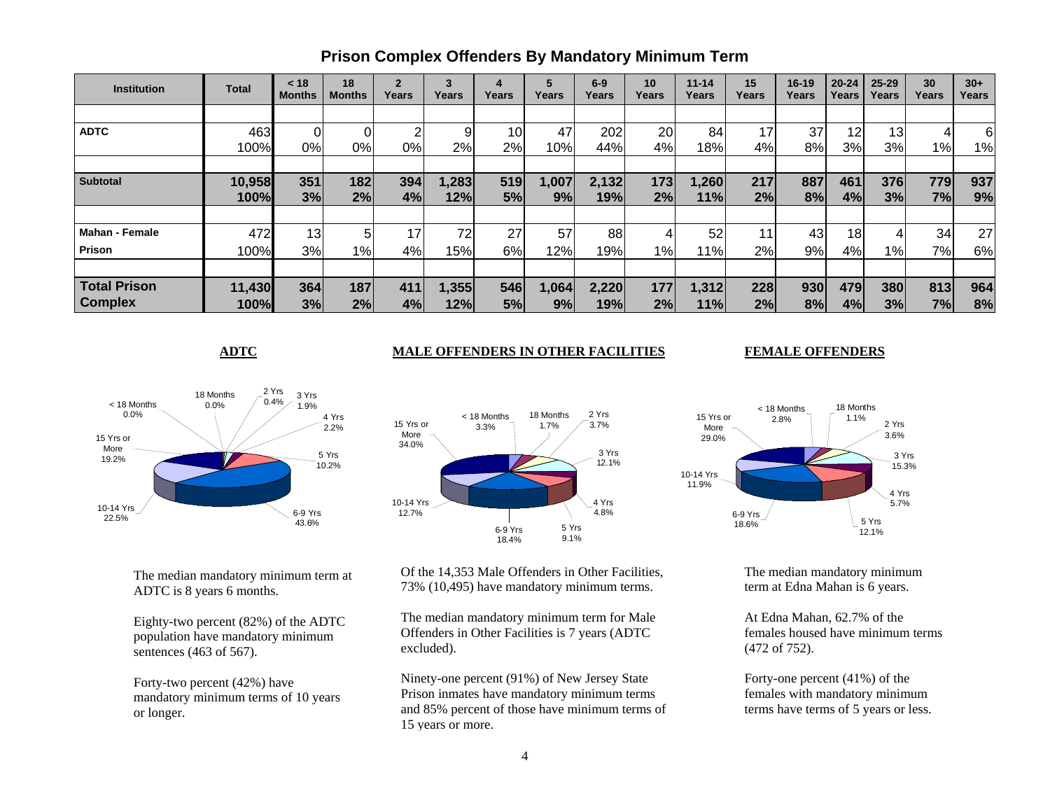# Prison Complex Offenders By Mandatory Minimum Term

| Institution | Total | < 18 Months | 18 Months | 2 Years | 3 Years | 4 Years | 5 Years | 6-9 Years | 10 Years | 11-14 Years | 15 Years | 16-19 Years | 20-24 Years | 25-29 Years | 30 Years | 30+ Years |
|---|---|---|---|---|---|---|---|---|---|---|---|---|---|---|---|---|
| **ADTC** | 463 | 0 | 0 | 2 | 9 | 10 | 47 | 202 | 20 | 84 | 17 | 37 | 12 | 13 | 4 | 6 |
| | 100% | 0% | 0% | 0% | 2% | 2% | 10% | 44% | 4% | 18% | 4% | 8% | 3% | 3% | 1% | 1% |
| **Subtotal** | **10,958** | **351** | **182** | **394** | **1,283** | **519** | **1,007** | **2,132** | **173** | **1,260** | **217** | **887** | **461** | **376** | **779** | **937** |
| | **100%** | **3%** | **2%** | **4%** | **12%** | **5%** | **9%** | **19%** | **2%** | **11%** | **2%** | **8%** | **4%** | **3%** | **7%** | **9%** |
| **Mahan - Female Prison** | 472 | 13 | 5 | 17 | 72 | 27 | 57 | 88 | 4 | 52 | 11 | 43 | 18 | 4 | 34 | 27 |
| | 100% | 3% | 1% | 4% | 15% | 6% | 12% | 19% | 1% | 11% | 2% | 9% | 4% | 1% | 7% | 6% |
| **Total Prison Complex** | **11,430** | **364** | **187** | **411** | **1,355** | **546** | **1,064** | **2,220** | **177** | **1,312** | **228** | **930** | **479** | **380** | **813** | **964** |
| | **100%** | **3%** | **2%** | **4%** | **12%** | **5%** | **9%** | **19%** | **2%** | **11%** | **2%** | **8%** | **4%** | **3%** | **7%** | **8%** |

## ADTC

| Term | Percent |
|---|---|
| < 18 Months | 0.0% |
| 18 Months | 0.0% |
| 2 Yrs | 0.4% |
| 3 Yrs | 1.9% |
| 4 Yrs | 2.2% |
| 5 Yrs | 10.2% |
| 6-9 Yrs | 43.6% |
| 10-14 Yrs | 22.5% |
| 15 Yrs or More | 19.2% |

The median mandatory minimum term at ADTC is 8 years 6 months.

Eighty-two percent (82%) of the ADTC population have mandatory minimum sentences (463 of 567).

Forty-two percent (42%) have mandatory minimum terms of 10 years or longer.

## MALE OFFENDERS IN OTHER FACILITIES

| Term | Percent |
|---|---|
| < 18 Months | 3.3% |
| 18 Months | 1.7% |
| 2 Yrs | 3.7% |
| 3 Yrs | 12.1% |
| 4 Yrs | 4.8% |
| 5 Yrs | 9.1% |
| 6-9 Yrs | 18.4% |
| 10-14 Yrs | 12.7% |
| 15 Yrs or More | 34.0% |

Of the 14,353 Male Offenders in Other Facilities, 73% (10,495) have mandatory minimum terms.

The median mandatory minimum term for Male Offenders in Other Facilities is 7 years (ADTC excluded).

Ninety-one percent (91%) of New Jersey State Prison inmates have mandatory minimum terms and 85% percent of those have minimum terms of 15 years or more.

## FEMALE OFFENDERS

| Term | Percent |
|---|---|
| < 18 Months | 2.8% |
| 18 Months | 1.1% |
| 2 Yrs | 3.6% |
| 3 Yrs | 15.3% |
| 4 Yrs | 5.7% |
| 5 Yrs | 12.1% |
| 6-9 Yrs | 18.6% |
| 10-14 Yrs | 11.9% |
| 15 Yrs or More | 29.0% |

The median mandatory minimum term at Edna Mahan is 6 years.

At Edna Mahan, 62.7% of the females housed have minimum terms (472 of 752).

Forty-one percent (41%) of the females with mandatory minimum terms have terms of 5 years or less.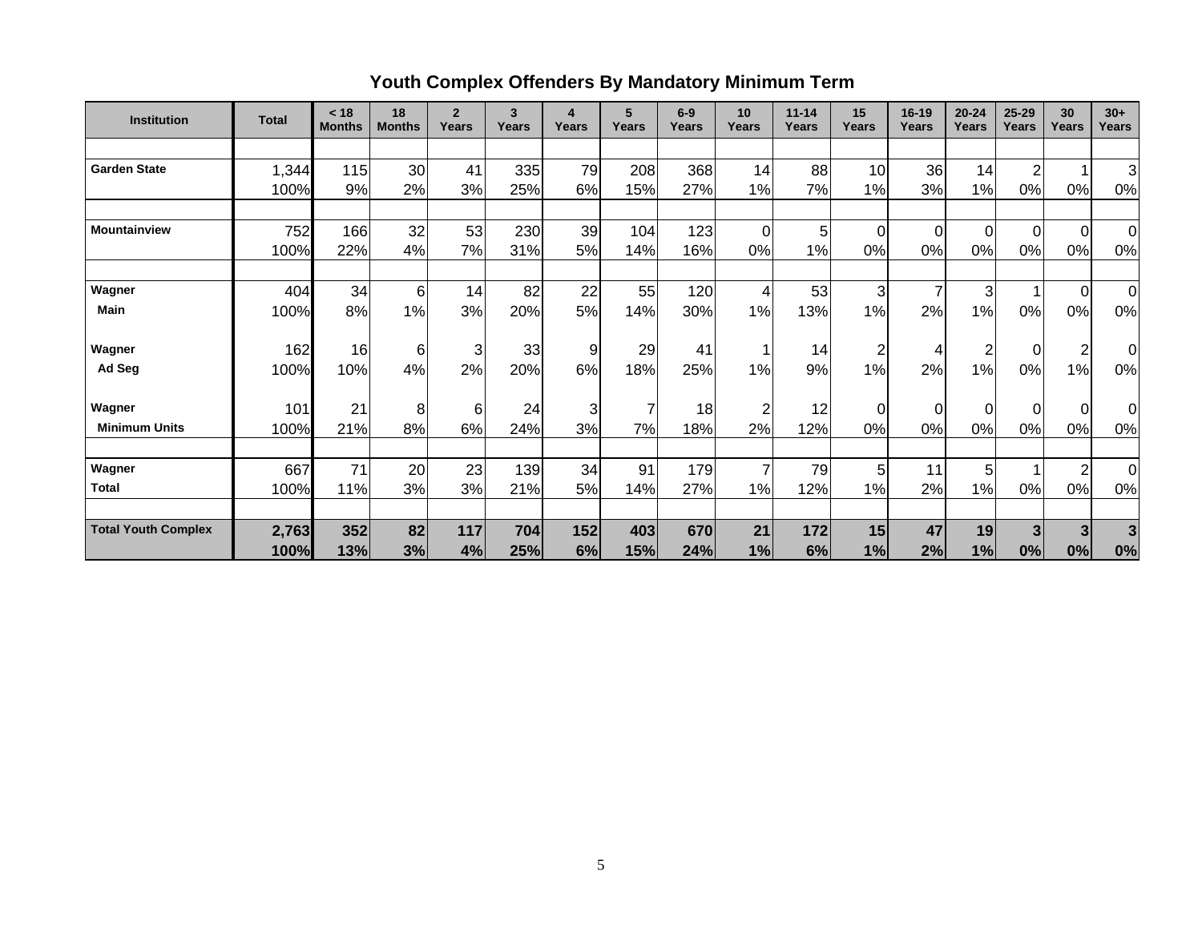## Youth Complex Offenders By Mandatory Minimum Term

| Institution | Total | < 18 Months | 18 Months | 2 Years | 3 Years | 4 Years | 5 Years | 6-9 Years | 10 Years | 11-14 Years | 15 Years | 16-19 Years | 20-24 Years | 25-29 Years | 30 Years | 30+ Years |
|---|---|---|---|---|---|---|---|---|---|---|---|---|---|---|---|---|
| **Garden State** | 1,344 | 115 | 30 | 41 | 335 | 79 | 208 | 368 | 14 | 88 | 10 | 36 | 14 | 2 | 1 | 3 |
| | 100% | 9% | 2% | 3% | 25% | 6% | 15% | 27% | 1% | 7% | 1% | 3% | 1% | 0% | 0% | 0% |
| **Mountainview** | 752 | 166 | 32 | 53 | 230 | 39 | 104 | 123 | 0 | 5 | 0 | 0 | 0 | 0 | 0 | 0 |
| | 100% | 22% | 4% | 7% | 31% | 5% | 14% | 16% | 0% | 1% | 0% | 0% | 0% | 0% | 0% | 0% |
| **Wagner** | 404 | 34 | 6 | 14 | 82 | 22 | 55 | 120 | 4 | 53 | 3 | 7 | 3 | 1 | 0 | 0 |
| **Main** | 100% | 8% | 1% | 3% | 20% | 5% | 14% | 30% | 1% | 13% | 1% | 2% | 1% | 0% | 0% | 0% |
| **Wagner** | 162 | 16 | 6 | 3 | 33 | 9 | 29 | 41 | 1 | 14 | 2 | 4 | 2 | 0 | 2 | 0 |
| **Ad Seg** | 100% | 10% | 4% | 2% | 20% | 6% | 18% | 25% | 1% | 9% | 1% | 2% | 1% | 0% | 1% | 0% |
| **Wagner** | 101 | 21 | 8 | 6 | 24 | 3 | 7 | 18 | 2 | 12 | 0 | 0 | 0 | 0 | 0 | 0 |
| **Minimum Units** | 100% | 21% | 8% | 6% | 24% | 3% | 7% | 18% | 2% | 12% | 0% | 0% | 0% | 0% | 0% | 0% |
| **Wagner** | 667 | 71 | 20 | 23 | 139 | 34 | 91 | 179 | 7 | 79 | 5 | 11 | 5 | 1 | 2 | 0 |
| **Total** | 100% | 11% | 3% | 3% | 21% | 5% | 14% | 27% | 1% | 12% | 1% | 2% | 1% | 0% | 0% | 0% |
| **Total Youth Complex** | **2,763** | **352** | **82** | **117** | **704** | **152** | **403** | **670** | **21** | **172** | **15** | **47** | **19** | **3** | **3** | **3** |
| | **100%** | **13%** | **3%** | **4%** | **25%** | **6%** | **15%** | **24%** | **1%** | **6%** | **1%** | **2%** | **1%** | **0%** | **0%** | **0%** |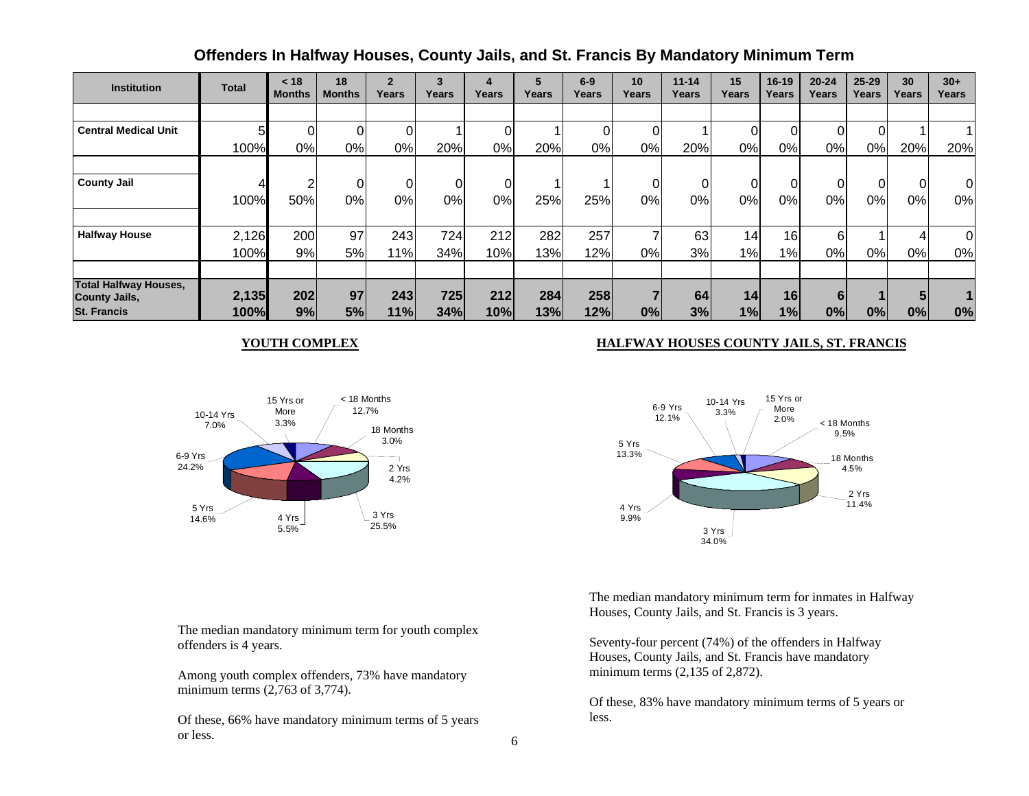## Offenders In Halfway Houses, County Jails, and St. Francis By Mandatory Minimum Term

| Institution | Total | < 18 Months | 18 Months | 2 Years | 3 Years | 4 Years | 5 Years | 6-9 Years | 10 Years | 11-14 Years | 15 Years | 16-19 Years | 20-24 Years | 25-29 Years | 30 Years | 30+ Years |
|---|---|---|---|---|---|---|---|---|---|---|---|---|---|---|---|---|
| Central Medical Unit | 5 | 0 | 0 | 0 | 1 | 0 | 1 | 0 | 0 | 1 | 0 | 0 | 0 | 0 | 1 | 1 |
| | 100% | 0% | 0% | 0% | 20% | 0% | 20% | 0% | 0% | 20% | 0% | 0% | 0% | 0% | 20% | 20% |
| County Jail | 4 | 2 | 0 | 0 | 0 | 0 | 1 | 1 | 0 | 0 | 0 | 0 | 0 | 0 | 0 | 0 |
| | 100% | 50% | 0% | 0% | 0% | 0% | 25% | 25% | 0% | 0% | 0% | 0% | 0% | 0% | 0% | 0% |
| Halfway House | 2,126 | 200 | 97 | 243 | 724 | 212 | 282 | 257 | 7 | 63 | 14 | 16 | 6 | 1 | 4 | 0 |
| | 100% | 9% | 5% | 11% | 34% | 10% | 13% | 12% | 0% | 3% | 1% | 1% | 0% | 0% | 0% | 0% |
| **Total Halfway Houses, County Jails, St. Francis** | **2,135** | **202** | **97** | **243** | **725** | **212** | **284** | **258** | **7** | **64** | **14** | **16** | **6** | **1** | **5** | **1** |
| | **100%** | **9%** | **5%** | **11%** | **34%** | **10%** | **13%** | **12%** | **0%** | **3%** | **1%** | **1%** | **0%** | **0%** | **0%** | **0%** |

**YOUTH COMPLEX**

< 18 Months 12.7%
18 Months 3.0%
2 Yrs 4.2%
3 Yrs 25.5%
4 Yrs 5.5%
5 Yrs 14.6%
6-9 Yrs 24.2%
10-14 Yrs 7.0%
15 Yrs or More 3.3%

The median mandatory minimum term for youth complex offenders is 4 years.

Among youth complex offenders, 73% have mandatory minimum terms (2,763 of 3,774).

Of these, 66% have mandatory minimum terms of 5 years or less.

**HALFWAY HOUSES COUNTY JAILS, ST. FRANCIS**

< 18 Months 9.5%
18 Months 4.5%
2 Yrs 11.4%
3 Yrs 34.0%
4 Yrs 9.9%
5 Yrs 13.3%
6-9 Yrs 12.1%
10-14 Yrs 3.3%
15 Yrs or More 2.0%

The median mandatory minimum term for inmates in Halfway Houses, County Jails, and St. Francis is 3 years.

Seventy-four percent (74%) of the offenders in Halfway Houses, County Jails, and St. Francis have mandatory minimum terms (2,135 of 2,872).

Of these, 83% have mandatory minimum terms of 5 years or less.